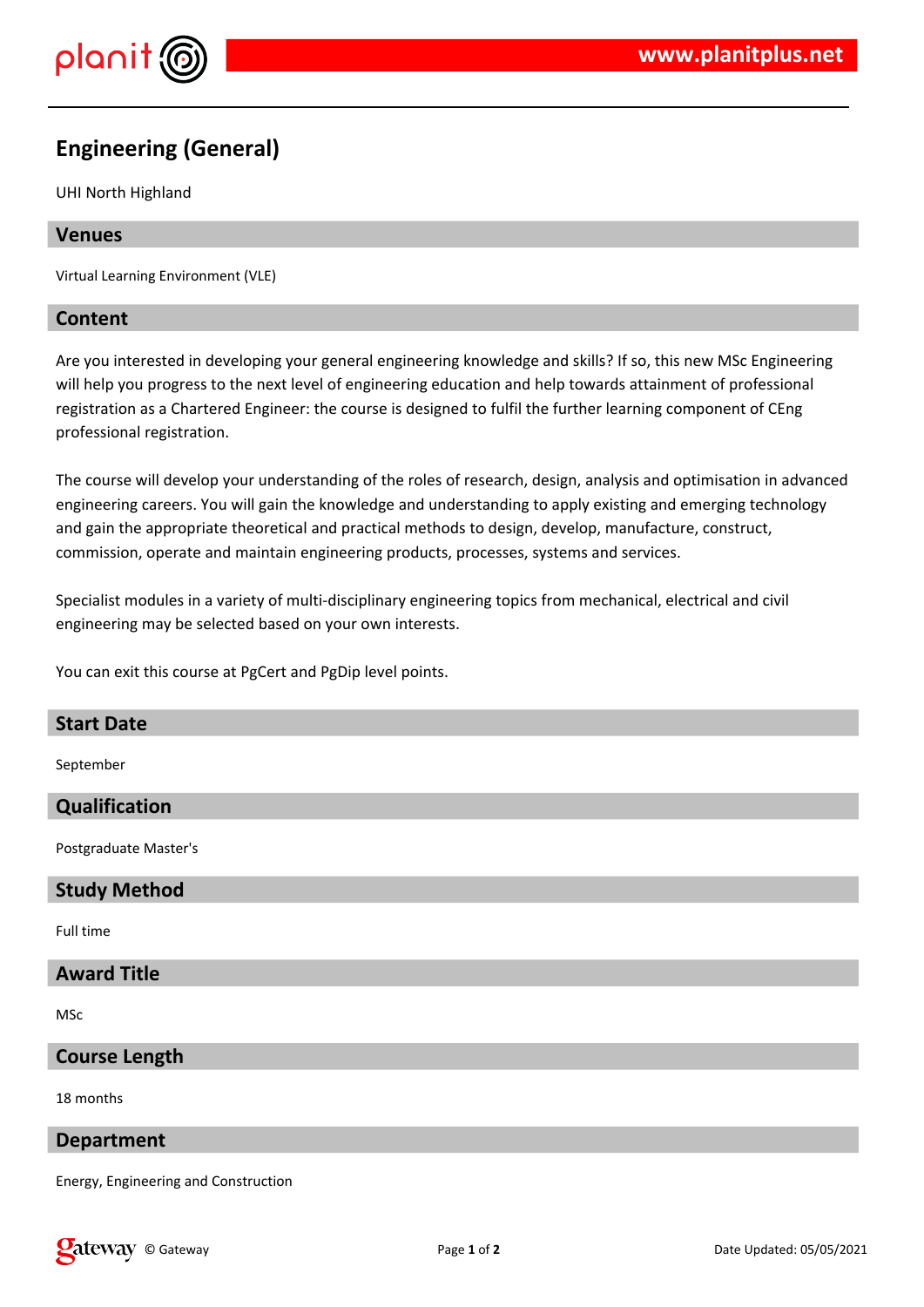# Engineering (General)

UHI North Highland

## Venues

Virtual Learning Environment (VLE)

## Content

Are you interested in developing your general engineering knowledge and skills? If so, this new MSc Engineering will help you progress to the next level of engineering education and help towards attainment of professional registration as a Chartered Engineer: the course is designed to fulfil the further learning component of CEng professional registration.

The course will develop your understanding of the roles of research, design, analysis and optimisation in advanced engineering careers. You will gain the knowledge and understanding to apply existing and emerging technology and gain the appropriate theoretical and practical methods to design, develop, manufacture, construct, commission, operate and maintain engineering products, processes, systems and services.

Specialist modules in a variety of multi-disciplinary engineering topics from mechanical, electrical and civil engineering may be selected based on your own interests.

You can exit this course at PgCert and PgDip level points.

## Start Date

September

## Qualification

Postgraduate Master's

## Study Method

Full time

## Award Title

MSc

## Course Length

18 months

## Department

Energy, Engineering and Construction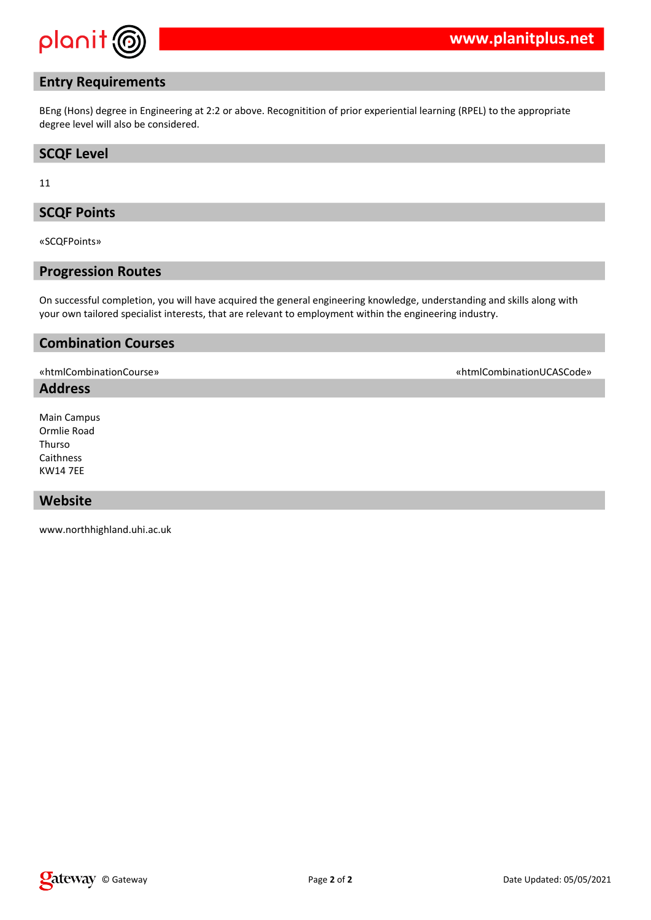## Entry Requirements

BEng (Hons) degree in Engineering at 2:2 or above. Recognitition of prior experiential learning (RPEL) to the appropriate degree level will also be considered.

## SCQF Level

11

## SCQF Points

«SCQFPoints»

## Progression Routes

On successful completion, you will have acquired the general engineering knowledge, understanding and skills along with your own tailored specialist interests, that are relevant to employment within the engineering industry.

## Combination Courses

«htmlCombinationCourse» «htmlCombinationUCASCode»

## Address

Main Campus
Ormlie Road
Thurso
Caithness
KW14 7EE

## Website

www.northhighland.uhi.ac.uk